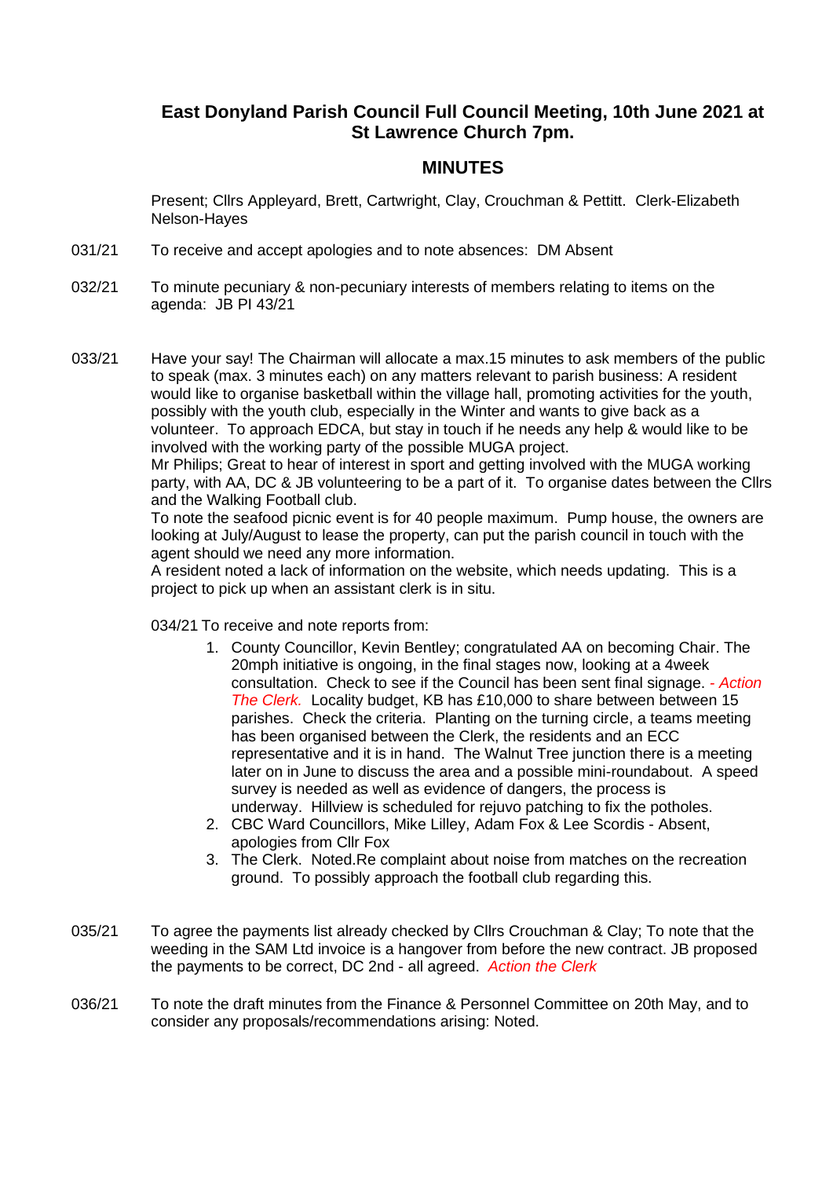# East Donyland Parish Council Full Council Meeting, 10th June 2021 at St Lawrence Church 7pm.

## MINUTES

Present; Cllrs Appleyard, Brett, Cartwright, Clay, Crouchman & Pettitt. Clerk-Elizabeth Nelson-Hayes

031/21 To receive and accept apologies and to note absences: DM Absent

032/21 To minute pecuniary & non-pecuniary interests of members relating to items on the agenda: JB PI 43/21

033/21 Have your say! The Chairman will allocate a max.15 minutes to ask members of the public to speak (max. 3 minutes each) on any matters relevant to parish business: A resident would like to organise basketball within the village hall, promoting activities for the youth, possibly with the youth club, especially in the Winter and wants to give back as a volunteer. To approach EDCA, but stay in touch if he needs any help & would like to be involved with the working party of the possible MUGA project.

Mr Philips; Great to hear of interest in sport and getting involved with the MUGA working party, with AA, DC & JB volunteering to be a part of it. To organise dates between the Cllrs and the Walking Football club.

To note the seafood picnic event is for 40 people maximum. Pump house, the owners are looking at July/August to lease the property, can put the parish council in touch with the agent should we need any more information.

A resident noted a lack of information on the website, which needs updating. This is a project to pick up when an assistant clerk is in situ.

034/21 To receive and note reports from:

1. County Councillor, Kevin Bentley; congratulated AA on becoming Chair. The 20mph initiative is ongoing, in the final stages now, looking at a 4week consultation. Check to see if the Council has been sent final signage. *- Action The Clerk.* Locality budget, KB has £10,000 to share between between 15 parishes. Check the criteria. Planting on the turning circle, a teams meeting has been organised between the Clerk, the residents and an ECC representative and it is in hand. The Walnut Tree junction there is a meeting later on in June to discuss the area and a possible mini-roundabout. A speed survey is needed as well as evidence of dangers, the process is underway. Hillview is scheduled for rejuvo patching to fix the potholes.
2. CBC Ward Councillors, Mike Lilley, Adam Fox & Lee Scordis - Absent, apologies from Cllr Fox
3. The Clerk. Noted.Re complaint about noise from matches on the recreation ground. To possibly approach the football club regarding this.

035/21 To agree the payments list already checked by Cllrs Crouchman & Clay; To note that the weeding in the SAM Ltd invoice is a hangover from before the new contract. JB proposed the payments to be correct, DC 2nd - all agreed. *Action the Clerk*

036/21 To note the draft minutes from the Finance & Personnel Committee on 20th May, and to consider any proposals/recommendations arising: Noted.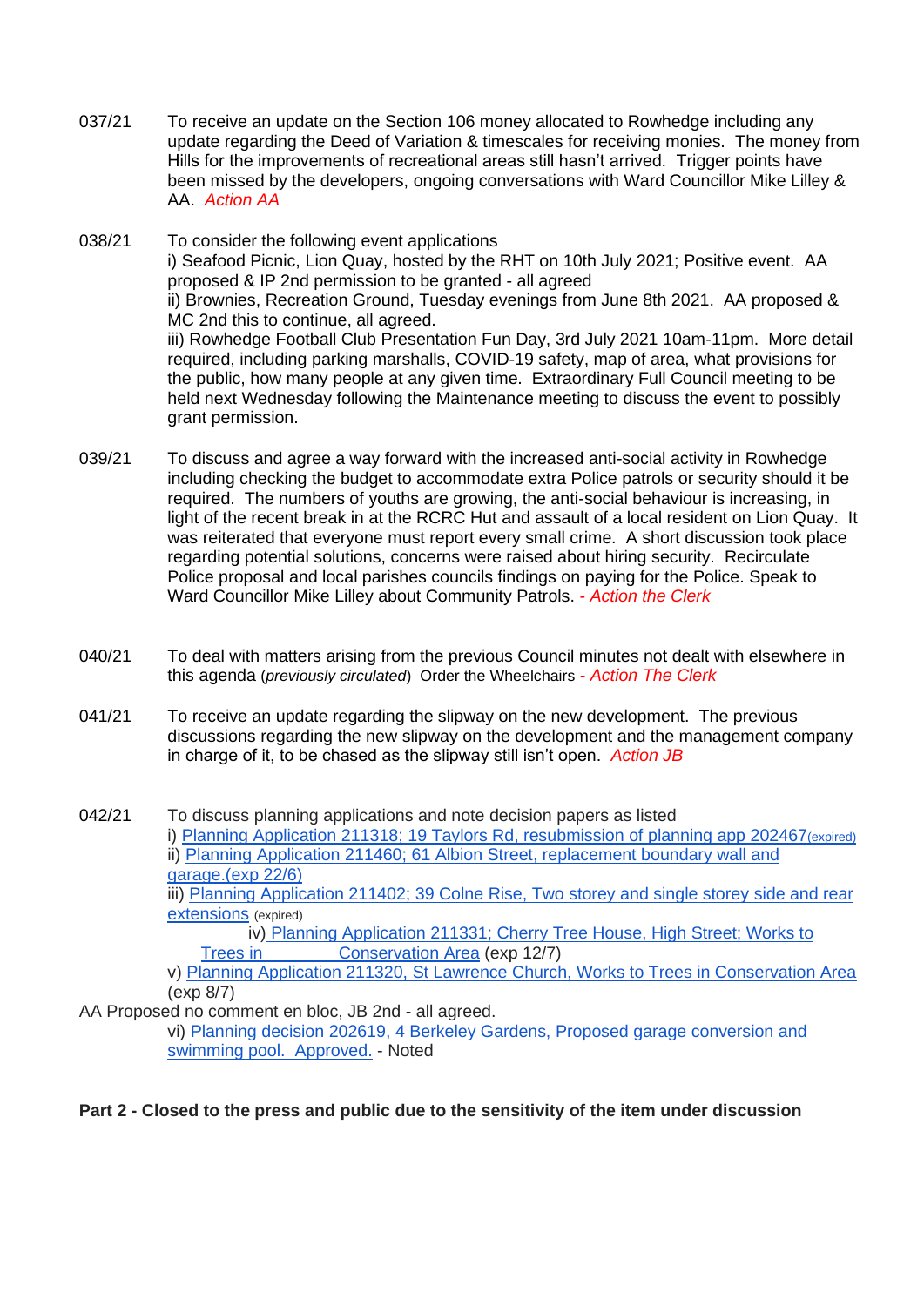037/21 To receive an update on the Section 106 money allocated to Rowhedge including any update regarding the Deed of Variation & timescales for receiving monies. The money from Hills for the improvements of recreational areas still hasn't arrived. Trigger points have been missed by the developers, ongoing conversations with Ward Councillor Mike Lilley & AA. *Action AA*

038/21 To consider the following event applications
i) Seafood Picnic, Lion Quay, hosted by the RHT on 10th July 2021; Positive event. AA proposed & IP 2nd permission to be granted - all agreed
ii) Brownies, Recreation Ground, Tuesday evenings from June 8th 2021. AA proposed & MC 2nd this to continue, all agreed.
iii) Rowhedge Football Club Presentation Fun Day, 3rd July 2021 10am-11pm. More detail required, including parking marshalls, COVID-19 safety, map of area, what provisions for the public, how many people at any given time. Extraordinary Full Council meeting to be held next Wednesday following the Maintenance meeting to discuss the event to possibly grant permission.

039/21 To discuss and agree a way forward with the increased anti-social activity in Rowhedge including checking the budget to accommodate extra Police patrols or security should it be required. The numbers of youths are growing, the anti-social behaviour is increasing, in light of the recent break in at the RCRC Hut and assault of a local resident on Lion Quay. It was reiterated that everyone must report every small crime. A short discussion took place regarding potential solutions, concerns were raised about hiring security. Recirculate Police proposal and local parishes councils findings on paying for the Police. Speak to Ward Councillor Mike Lilley about Community Patrols. - *Action the Clerk*

040/21 To deal with matters arising from the previous Council minutes not dealt with elsewhere in this agenda (*previously circulated*) Order the Wheelchairs - *Action The Clerk*

041/21 To receive an update regarding the slipway on the new development. The previous discussions regarding the new slipway on the development and the management company in charge of it, to be chased as the slipway still isn't open. *Action JB*

042/21 To discuss planning applications and note decision papers as listed
i) Planning Application 211318; 19 Taylors Rd, resubmission of planning app 202467(expired)
ii) Planning Application 211460; 61 Albion Street, replacement boundary wall and garage.(exp 22/6)
iii) Planning Application 211402; 39 Colne Rise, Two storey and single storey side and rear extensions (expired)
iv) Planning Application 211331; Cherry Tree House, High Street; Works to Trees in Conservation Area (exp 12/7)
v) Planning Application 211320, St Lawrence Church, Works to Trees in Conservation Area (exp 8/7)

AA Proposed no comment en bloc, JB 2nd - all agreed.

vi) Planning decision 202619, 4 Berkeley Gardens, Proposed garage conversion and swimming pool. Approved. - Noted

**Part 2 - Closed to the press and public due to the sensitivity of the item under discussion**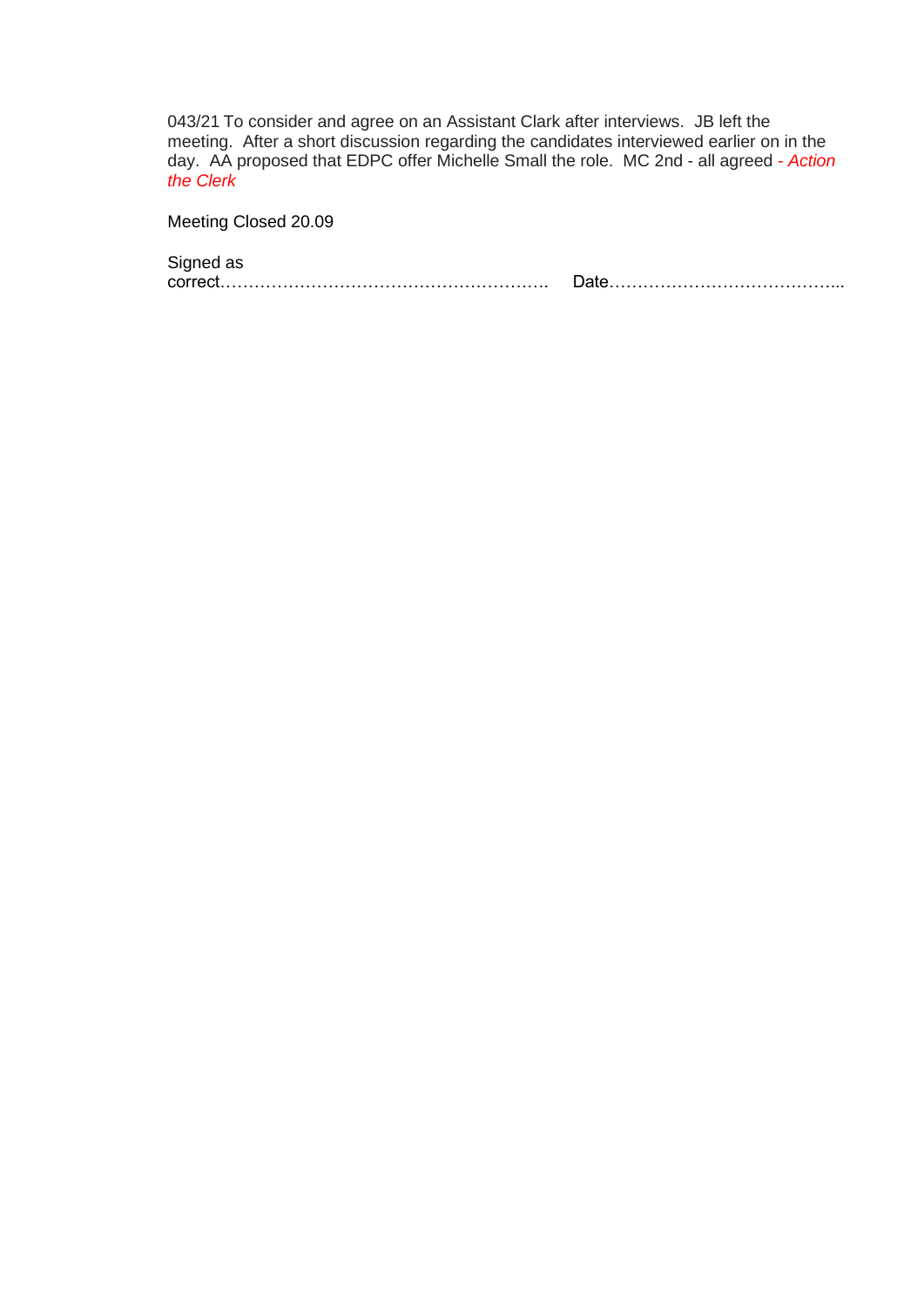043/21 To consider and agree on an Assistant Clark after interviews. JB left the meeting. After a short discussion regarding the candidates interviewed earlier on in the day. AA proposed that EDPC offer Michelle Small the role. MC 2nd - all agreed - *Action the Clerk*

Meeting Closed 20.09

Signed as correct………………………………………………….  Date…………………………………...